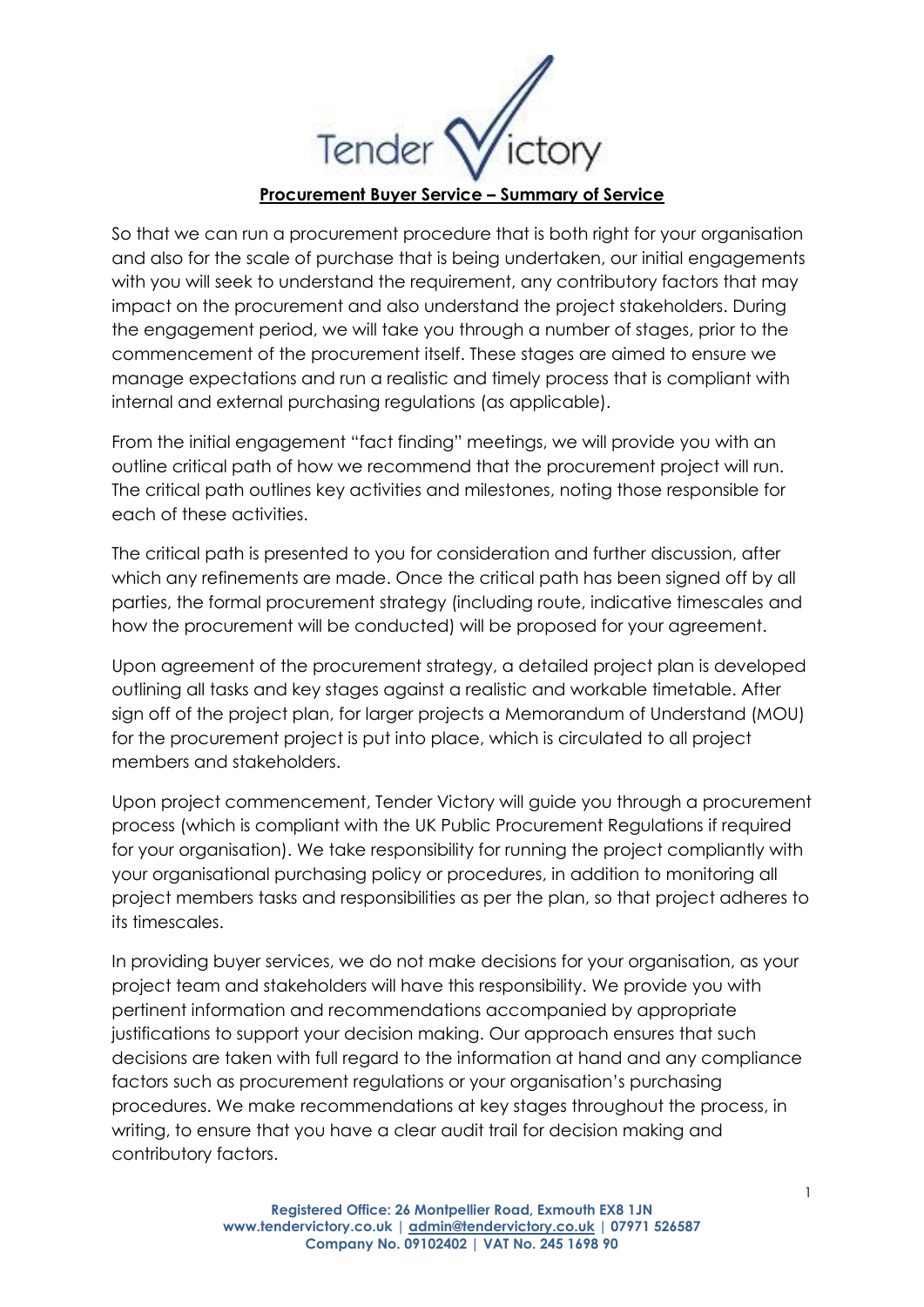**Procurement Buyer Service – Summary of Service**

So that we can run a procurement procedure that is both right for your organisation and also for the scale of purchase that is being undertaken, our initial engagements with you will seek to understand the requirement, any contributory factors that may impact on the procurement and also understand the project stakeholders. During the engagement period, we will take you through a number of stages, prior to the commencement of the procurement itself. These stages are aimed to ensure we manage expectations and run a realistic and timely process that is compliant with internal and external purchasing regulations (as applicable).

From the initial engagement "fact finding" meetings, we will provide you with an outline critical path of how we recommend that the procurement project will run. The critical path outlines key activities and milestones, noting those responsible for each of these activities.

The critical path is presented to you for consideration and further discussion, after which any refinements are made. Once the critical path has been signed off by all parties, the formal procurement strategy (including route, indicative timescales and how the procurement will be conducted) will be proposed for your agreement.

Upon agreement of the procurement strategy, a detailed project plan is developed outlining all tasks and key stages against a realistic and workable timetable. After sign off of the project plan, for larger projects a Memorandum of Understand (MOU) for the procurement project is put into place, which is circulated to all project members and stakeholders.

Upon project commencement, Tender Victory will guide you through a procurement process (which is compliant with the UK Public Procurement Regulations if required for your organisation). We take responsibility for running the project compliantly with your organisational purchasing policy or procedures, in addition to monitoring all project members tasks and responsibilities as per the plan, so that project adheres to its timescales.

In providing buyer services, we do not make decisions for your organisation, as your project team and stakeholders will have this responsibility. We provide you with pertinent information and recommendations accompanied by appropriate justifications to support your decision making. Our approach ensures that such decisions are taken with full regard to the information at hand and any compliance factors such as procurement regulations or your organisation's purchasing procedures. We make recommendations at key stages throughout the process, in writing, to ensure that you have a clear audit trail for decision making and contributory factors.

**Registered Office: 26 Montpellier Road, Exmouth EX8 1JN**
**www.tendervictory.co.uk | admin@tendervictory.co.uk | 07971 526587**
**Company No. 09102402 | VAT No. 245 1698 90**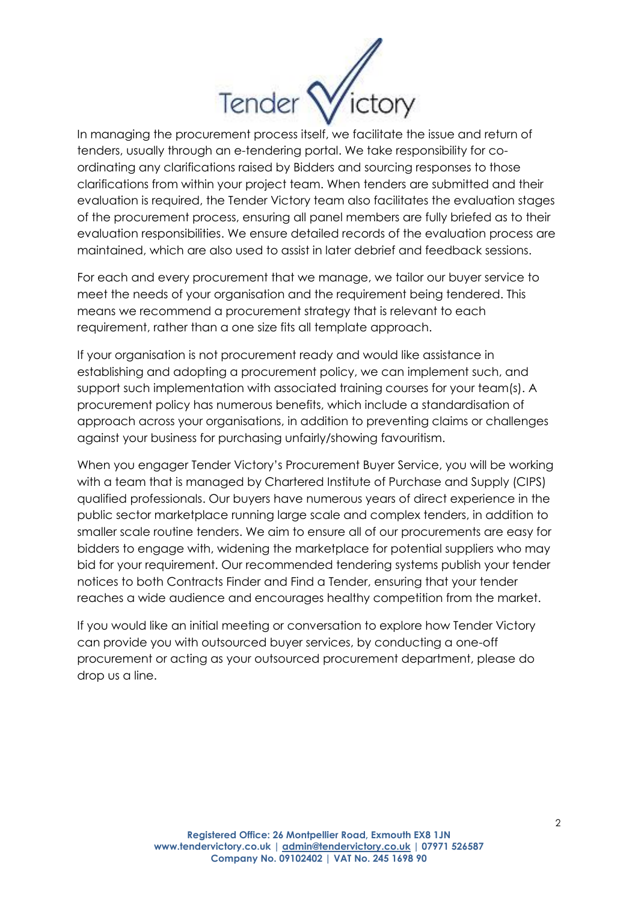In managing the procurement process itself, we facilitate the issue and return of tenders, usually through an e-tendering portal. We take responsibility for co-ordinating any clarifications raised by Bidders and sourcing responses to those clarifications from within your project team. When tenders are submitted and their evaluation is required, the Tender Victory team also facilitates the evaluation stages of the procurement process, ensuring all panel members are fully briefed as to their evaluation responsibilities. We ensure detailed records of the evaluation process are maintained, which are also used to assist in later debrief and feedback sessions.

For each and every procurement that we manage, we tailor our buyer service to meet the needs of your organisation and the requirement being tendered. This means we recommend a procurement strategy that is relevant to each requirement, rather than a one size fits all template approach.

If your organisation is not procurement ready and would like assistance in establishing and adopting a procurement policy, we can implement such, and support such implementation with associated training courses for your team(s). A procurement policy has numerous benefits, which include a standardisation of approach across your organisations, in addition to preventing claims or challenges against your business for purchasing unfairly/showing favouritism.

When you engager Tender Victory's Procurement Buyer Service, you will be working with a team that is managed by Chartered Institute of Purchase and Supply (CIPS) qualified professionals. Our buyers have numerous years of direct experience in the public sector marketplace running large scale and complex tenders, in addition to smaller scale routine tenders. We aim to ensure all of our procurements are easy for bidders to engage with, widening the marketplace for potential suppliers who may bid for your requirement. Our recommended tendering systems publish your tender notices to both Contracts Finder and Find a Tender, ensuring that your tender reaches a wide audience and encourages healthy competition from the market.

If you would like an initial meeting or conversation to explore how Tender Victory can provide you with outsourced buyer services, by conducting a one-off procurement or acting as your outsourced procurement department, please do drop us a line.